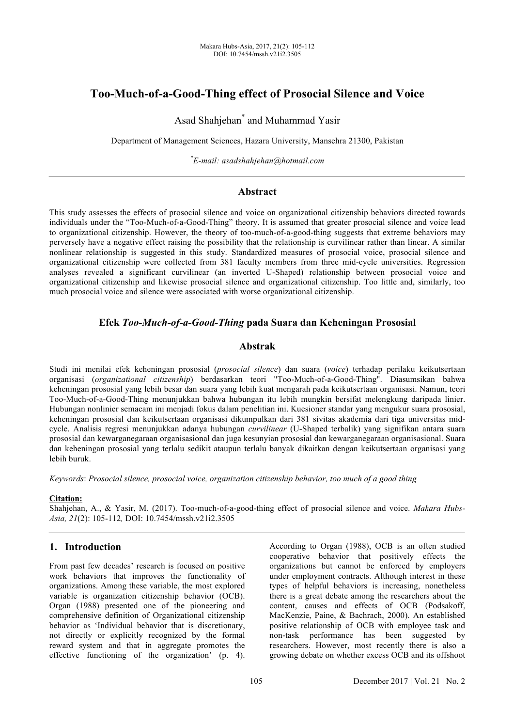# Too-Much-of-a-Good-Thing effect of Prosocial Silence and Voice

Asad Shahjehan* and Muhammad Yasir

Department of Management Sciences, Hazara University, Mansehra 21300, Pakistan

*E-mail: asadshahjehan@hotmail.com

## Abstract

This study assesses the effects of prosocial silence and voice on organizational citizenship behaviors directed towards individuals under the "Too-Much-of-a-Good-Thing" theory. It is assumed that greater prosocial silence and voice lead to organizational citizenship. However, the theory of too-much-of-a-good-thing suggests that extreme behaviors may perversely have a negative effect raising the possibility that the relationship is curvilinear rather than linear. A similar nonlinear relationship is suggested in this study. Standardized measures of prosocial voice, prosocial silence and organizational citizenship were collected from 381 faculty members from three mid-cycle universities. Regression analyses revealed a significant curvilinear (an inverted U-Shaped) relationship between prosocial voice and organizational citizenship and likewise prosocial silence and organizational citizenship. Too little and, similarly, too much prosocial voice and silence were associated with worse organizational citizenship.

## Efek *Too-Much-of-a-Good-Thing* pada Suara dan Keheningan Prososial

## Abstrak

Studi ini menilai efek keheningan prososial (*prosocial silence*) dan suara (*voice*) terhadap perilaku keikutsertaan organisasi (*organizational citizenship*) berdasarkan teori "Too-Much-of-a-Good-Thing". Diasumsikan bahwa keheningan prososial yang lebih besar dan suara yang lebih kuat mengarah pada keikutsertaan organisasi. Namun, teori Too-Much-of-a-Good-Thing menunjukkan bahwa hubungan itu lebih mungkin bersifat melengkung daripada linier. Hubungan nonlinier semacam ini menjadi fokus dalam penelitian ini. Kuesioner standar yang mengukur suara prososial, keheningan prososial dan keikutsertaan organisasi dikumpulkan dari 381 sivitas akademia dari tiga universitas mid-cycle. Analisis regresi menunjukkan adanya hubungan *curvilinear* (U-Shaped terbalik) yang signifikan antara suara prososial dan kewarganegaraan organisasional dan juga kesunyian prososial dan kewarganegaraan organisasional. Suara dan keheningan prososial yang terlalu sedikit ataupun terlalu banyak dikaitkan dengan keikutsertaan organisasi yang lebih buruk.

*Keywords*: *Prosocial silence, prosocial voice, organization citizenship behavior, too much of a good thing*

**Citation:**
Shahjehan, A., & Yasir, M. (2017). Too-much-of-a-good-thing effect of prosocial silence and voice. *Makara Hubs-Asia, 21*(2): 105-112*,* DOI: 10.7454/mssh.v21i2.3505

## 1. Introduction

From past few decades' research is focused on positive work behaviors that improves the functionality of organizations. Among these variable, the most explored variable is organization citizenship behavior (OCB). Organ (1988) presented one of the pioneering and comprehensive definition of Organizational citizenship behavior as 'Individual behavior that is discretionary, not directly or explicitly recognized by the formal reward system and that in aggregate promotes the effective functioning of the organization' (p. 4). According to Organ (1988), OCB is an often studied cooperative behavior that positively effects the organizations but cannot be enforced by employers under employment contracts. Although interest in these types of helpful behaviors is increasing, nonetheless there is a great debate among the researchers about the content, causes and effects of OCB (Podsakoff, MacKenzie, Paine, & Bachrach, 2000). An established positive relationship of OCB with employee task and non-task performance has been suggested by researchers. However, most recently there is also a growing debate on whether excess OCB and its offshoot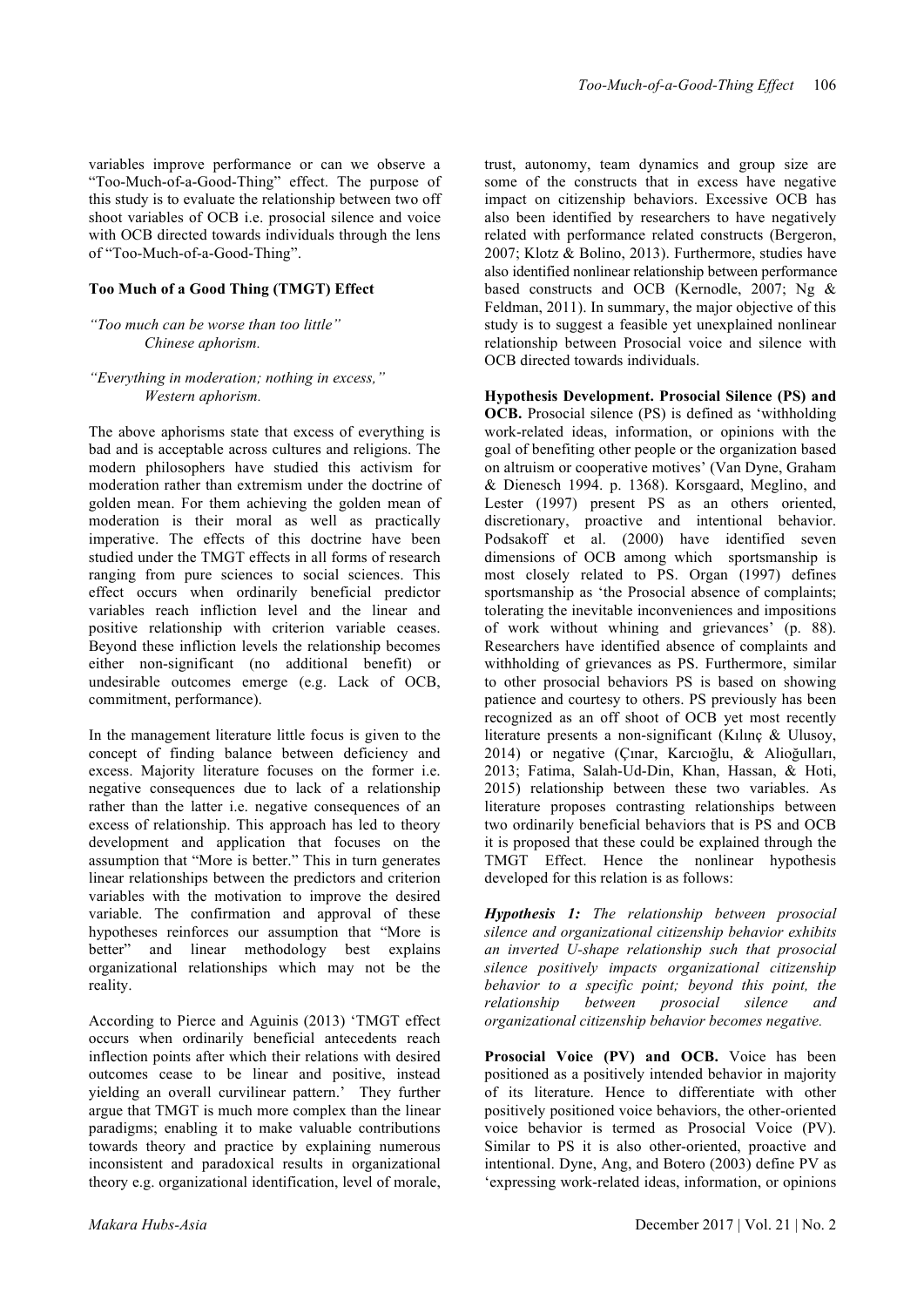variables improve performance or can we observe a "Too-Much-of-a-Good-Thing" effect. The purpose of this study is to evaluate the relationship between two off shoot variables of OCB i.e. prosocial silence and voice with OCB directed towards individuals through the lens of "Too-Much-of-a-Good-Thing".

**Too Much of a Good Thing (TMGT) Effect**

*"Too much can be worse than too little"*
*Chinese aphorism.*

*"Everything in moderation; nothing in excess,"*
*Western aphorism.*

The above aphorisms state that excess of everything is bad and is acceptable across cultures and religions. The modern philosophers have studied this activism for moderation rather than extremism under the doctrine of golden mean. For them achieving the golden mean of moderation is their moral as well as practically imperative. The effects of this doctrine have been studied under the TMGT effects in all forms of research ranging from pure sciences to social sciences. This effect occurs when ordinarily beneficial predictor variables reach infliction level and the linear and positive relationship with criterion variable ceases. Beyond these infliction levels the relationship becomes either non-significant (no additional benefit) or undesirable outcomes emerge (e.g. Lack of OCB, commitment, performance).

In the management literature little focus is given to the concept of finding balance between deficiency and excess. Majority literature focuses on the former i.e. negative consequences due to lack of a relationship rather than the latter i.e. negative consequences of an excess of relationship. This approach has led to theory development and application that focuses on the assumption that "More is better." This in turn generates linear relationships between the predictors and criterion variables with the motivation to improve the desired variable. The confirmation and approval of these hypotheses reinforces our assumption that "More is better" and linear methodology best explains organizational relationships which may not be the reality.

According to Pierce and Aguinis (2013) 'TMGT effect occurs when ordinarily beneficial antecedents reach inflection points after which their relations with desired outcomes cease to be linear and positive, instead yielding an overall curvilinear pattern.' They further argue that TMGT is much more complex than the linear paradigms; enabling it to make valuable contributions towards theory and practice by explaining numerous inconsistent and paradoxical results in organizational theory e.g. organizational identification, level of morale, trust, autonomy, team dynamics and group size are some of the constructs that in excess have negative impact on citizenship behaviors. Excessive OCB has also been identified by researchers to have negatively related with performance related constructs (Bergeron, 2007; Klotz & Bolino, 2013). Furthermore, studies have also identified nonlinear relationship between performance based constructs and OCB (Kernodle, 2007; Ng & Feldman, 2011). In summary, the major objective of this study is to suggest a feasible yet unexplained nonlinear relationship between Prosocial voice and silence with OCB directed towards individuals.

**Hypothesis Development. Prosocial Silence (PS) and OCB.** Prosocial silence (PS) is defined as 'withholding work-related ideas, information, or opinions with the goal of benefiting other people or the organization based on altruism or cooperative motives' (Van Dyne, Graham & Dienesch 1994. p. 1368). Korsgaard, Meglino, and Lester (1997) present PS as an others oriented, discretionary, proactive and intentional behavior. Podsakoff et al. (2000) have identified seven dimensions of OCB among which sportsmanship is most closely related to PS. Organ (1997) defines sportsmanship as 'the Prosocial absence of complaints; tolerating the inevitable inconveniences and impositions of work without whining and grievances' (p. 88). Researchers have identified absence of complaints and withholding of grievances as PS. Furthermore, similar to other prosocial behaviors PS is based on showing patience and courtesy to others. PS previously has been recognized as an off shoot of OCB yet most recently literature presents a non-significant (Kılınç & Ulusoy, 2014) or negative (Çınar, Karcıoğlu, & Alioğulları, 2013; Fatima, Salah-Ud-Din, Khan, Hassan, & Hoti, 2015) relationship between these two variables. As literature proposes contrasting relationships between two ordinarily beneficial behaviors that is PS and OCB it is proposed that these could be explained through the TMGT Effect. Hence the nonlinear hypothesis developed for this relation is as follows:

***Hypothesis 1:*** *The relationship between prosocial silence and organizational citizenship behavior exhibits an inverted U-shape relationship such that prosocial silence positively impacts organizational citizenship behavior to a specific point; beyond this point, the relationship between prosocial silence and organizational citizenship behavior becomes negative.*

**Prosocial Voice (PV) and OCB.** Voice has been positioned as a positively intended behavior in majority of its literature. Hence to differentiate with other positively positioned voice behaviors, the other-oriented voice behavior is termed as Prosocial Voice (PV). Similar to PS it is also other-oriented, proactive and intentional. Dyne, Ang, and Botero (2003) define PV as 'expressing work-related ideas, information, or opinions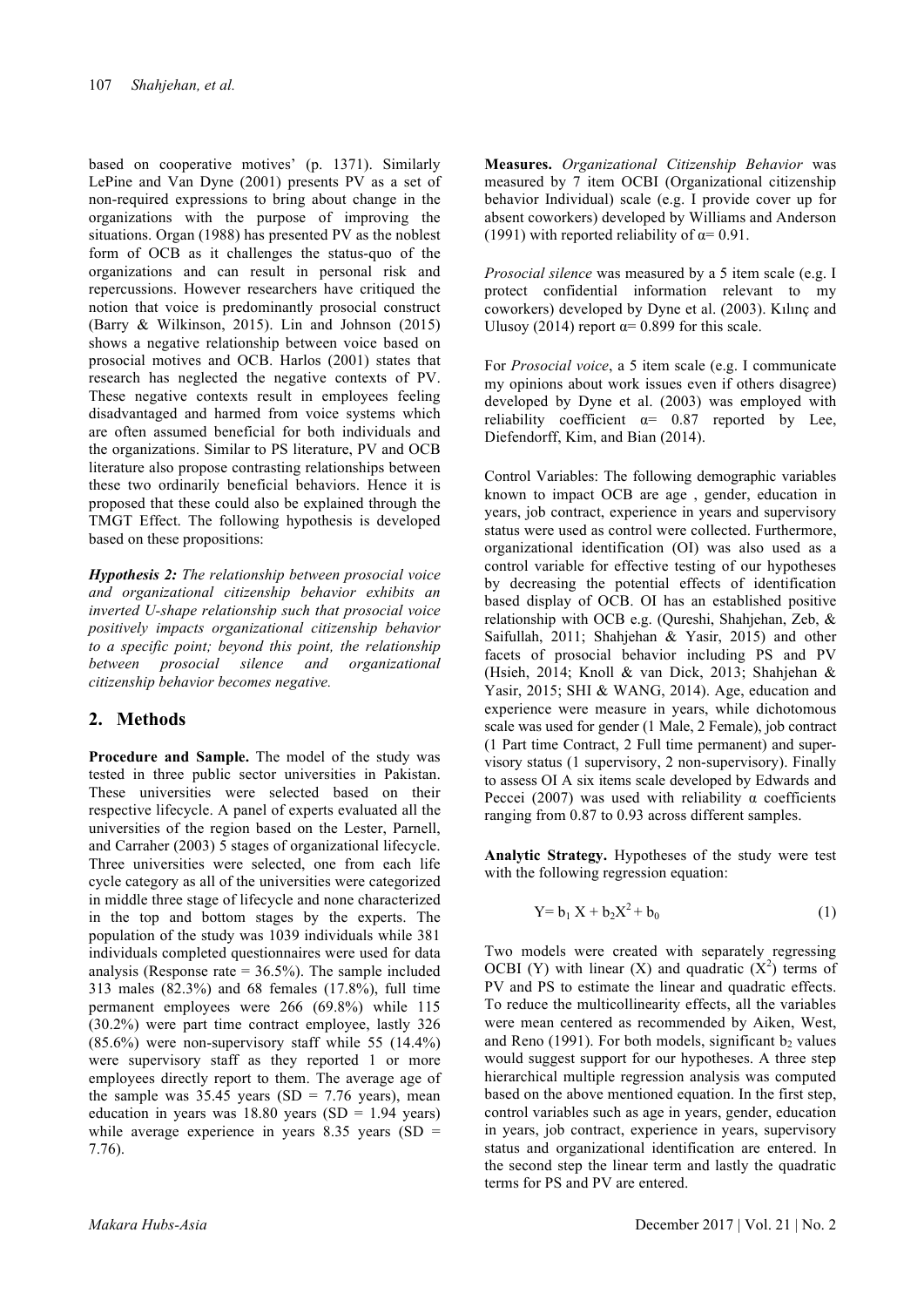based on cooperative motives' (p. 1371). Similarly LePine and Van Dyne (2001) presents PV as a set of non-required expressions to bring about change in the organizations with the purpose of improving the situations. Organ (1988) has presented PV as the noblest form of OCB as it challenges the status-quo of the organizations and can result in personal risk and repercussions. However researchers have critiqued the notion that voice is predominantly prosocial construct (Barry & Wilkinson, 2015). Lin and Johnson (2015) shows a negative relationship between voice based on prosocial motives and OCB. Harlos (2001) states that research has neglected the negative contexts of PV. These negative contexts result in employees feeling disadvantaged and harmed from voice systems which are often assumed beneficial for both individuals and the organizations. Similar to PS literature, PV and OCB literature also propose contrasting relationships between these two ordinarily beneficial behaviors. Hence it is proposed that these could also be explained through the TMGT Effect. The following hypothesis is developed based on these propositions:

***Hypothesis 2:*** *The relationship between prosocial voice and organizational citizenship behavior exhibits an inverted U-shape relationship such that prosocial voice positively impacts organizational citizenship behavior to a specific point; beyond this point, the relationship between prosocial silence and organizational citizenship behavior becomes negative.*

## 2. Methods

**Procedure and Sample.** The model of the study was tested in three public sector universities in Pakistan. These universities were selected based on their respective lifecycle. A panel of experts evaluated all the universities of the region based on the Lester, Parnell, and Carraher (2003) 5 stages of organizational lifecycle. Three universities were selected, one from each life cycle category as all of the universities were categorized in middle three stage of lifecycle and none characterized in the top and bottom stages by the experts. The population of the study was 1039 individuals while 381 individuals completed questionnaires were used for data analysis (Response rate = 36.5%). The sample included 313 males (82.3%) and 68 females (17.8%), full time permanent employees were 266 (69.8%) while 115 (30.2%) were part time contract employee, lastly 326 (85.6%) were non-supervisory staff while 55 (14.4%) were supervisory staff as they reported 1 or more employees directly report to them. The average age of the sample was 35.45 years (SD = 7.76 years), mean education in years was 18.80 years (SD = 1.94 years) while average experience in years 8.35 years (SD = 7.76).

**Measures.** *Organizational Citizenship Behavior* was measured by 7 item OCBI (Organizational citizenship behavior Individual) scale (e.g. I provide cover up for absent coworkers) developed by Williams and Anderson (1991) with reported reliability of $\alpha = 0.91$.

*Prosocial silence* was measured by a 5 item scale (e.g. I protect confidential information relevant to my coworkers) developed by Dyne et al. (2003). Kılınç and Ulusoy (2014) report $\alpha = 0.899$ for this scale.

For *Prosocial voice*, a 5 item scale (e.g. I communicate my opinions about work issues even if others disagree) developed by Dyne et al. (2003) was employed with reliability coefficient $\alpha = 0.87$ reported by Lee, Diefendorff, Kim, and Bian (2014).

Control Variables: The following demographic variables known to impact OCB are age , gender, education in years, job contract, experience in years and supervisory status were used as control were collected. Furthermore, organizational identification (OI) was also used as a control variable for effective testing of our hypotheses by decreasing the potential effects of identification based display of OCB. OI has an established positive relationship with OCB e.g. (Qureshi, Shahjehan, Zeb, & Saifullah, 2011; Shahjehan & Yasir, 2015) and other facets of prosocial behavior including PS and PV (Hsieh, 2014; Knoll & van Dick, 2013; Shahjehan & Yasir, 2015; SHI & WANG, 2014). Age, education and experience were measure in years, while dichotomous scale was used for gender (1 Male, 2 Female), job contract (1 Part time Contract, 2 Full time permanent) and supervisory status (1 supervisory, 2 non-supervisory). Finally to assess OI A six items scale developed by Edwards and Peccei (2007) was used with reliability α coefficients ranging from 0.87 to 0.93 across different samples.

**Analytic Strategy.** Hypotheses of the study were test with the following regression equation:

$$Y = b_1 X + b_2 X^2 + b_0 \quad (1)$$

Two models were created with separately regressing OCBI (Y) with linear (X) and quadratic ($X^2$) terms of PV and PS to estimate the linear and quadratic effects. To reduce the multicollinearity effects, all the variables were mean centered as recommended by Aiken, West, and Reno (1991). For both models, significant $b_2$ values would suggest support for our hypotheses. A three step hierarchical multiple regression analysis was computed based on the above mentioned equation. In the first step, control variables such as age in years, gender, education in years, job contract, experience in years, supervisory status and organizational identification are entered. In the second step the linear term and lastly the quadratic terms for PS and PV are entered.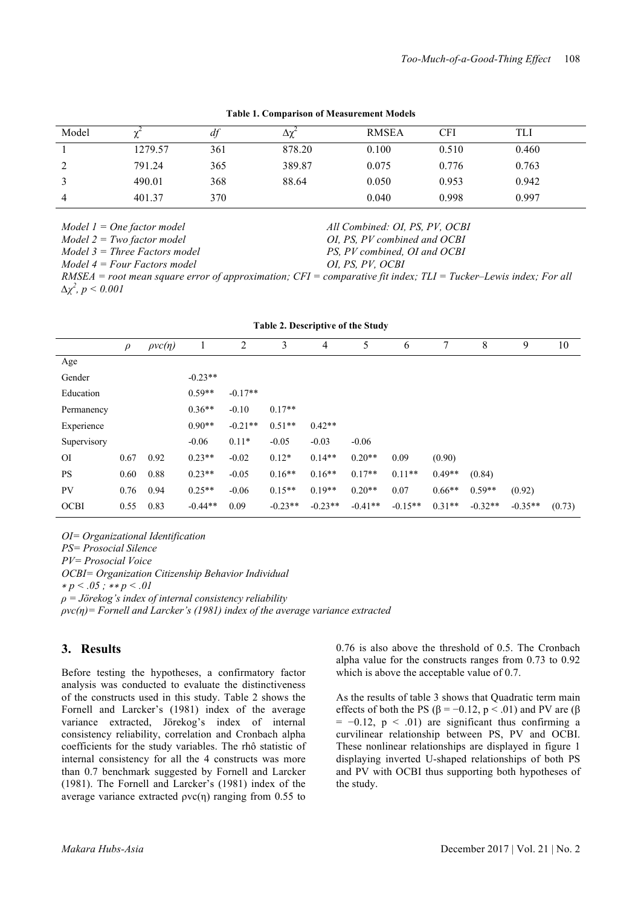**Table 1. Comparison of Measurement Models**

| Model | $\chi^2$ | *df* | $\Delta\chi^2$ | RMSEA | CFI | TLI |
|---|---|---|---|---|---|---|
| 1 | 1279.57 | 361 | 878.20 | 0.100 | 0.510 | 0.460 |
| 2 | 791.24 | 365 | 389.87 | 0.075 | 0.776 | 0.763 |
| 3 | 490.01 | 368 | 88.64 | 0.050 | 0.953 | 0.942 |
| 4 | 401.37 | 370 | | 0.040 | 0.998 | 0.997 |

*Model 1 = One factor model* — *All Combined: OI, PS, PV, OCBI*
*Model 2 = Two factor model* — *OI, PS, PV combined and OCBI*
*Model 3 = Three Factors model* — *PS, PV combined, OI and OCBI*
*Model 4 = Four Factors model* — *OI, PS, PV, OCBI*
*RMSEA = root mean square error of approximation; CFI = comparative fit index; TLI = Tucker–Lewis index; For all* $\Delta\chi^2$, $p < 0.001$

**Table 2. Descriptive of the Study**

| | $\rho$ | $\rho vc(\eta)$ | 1 | 2 | 3 | 4 | 5 | 6 | 7 | 8 | 9 | 10 |
|---|---|---|---|---|---|---|---|---|---|---|---|---|
| Age | | | | | | | | | | | | |
| Gender | | | -0.23** | | | | | | | | | |
| Education | | | 0.59** | -0.17** | | | | | | | | |
| Permanency | | | 0.36** | -0.10 | 0.17** | | | | | | | |
| Experience | | | 0.90** | -0.21** | 0.51** | 0.42** | | | | | | |
| Supervisory | | | -0.06 | 0.11* | -0.05 | -0.03 | -0.06 | | | | | |
| OI | 0.67 | 0.92 | 0.23** | -0.02 | 0.12* | 0.14** | 0.20** | 0.09 | (0.90) | | | |
| PS | 0.60 | 0.88 | 0.23** | -0.05 | 0.16** | 0.16** | 0.17** | 0.11** | 0.49** | (0.84) | | |
| PV | 0.76 | 0.94 | 0.25** | -0.06 | 0.15** | 0.19** | 0.20** | 0.07 | 0.66** | 0.59** | (0.92) | |
| OCBI | 0.55 | 0.83 | -0.44** | 0.09 | -0.23** | -0.23** | -0.41** | -0.15** | 0.31** | -0.32** | -0.35** | (0.73) |

*OI= Organizational Identification*
*PS= Prosocial Silence*
*PV= Prosocial Voice*
*OCBI= Organization Citizenship Behavior Individual*
$* p < .05$ ; $** p < .01$
*ρ = Jörekog's index of internal consistency reliability*
*ρvc(η)= Fornell and Larcker's (1981) index of the average variance extracted*

## 3. Results

Before testing the hypotheses, a confirmatory factor analysis was conducted to evaluate the distinctiveness of the constructs used in this study. Table 2 shows the Fornell and Larcker's (1981) index of the average variance extracted, Jörekog's index of internal consistency reliability, correlation and Cronbach alpha coefficients for the study variables. The rhô statistic of internal consistency for all the 4 constructs was more than 0.7 benchmark suggested by Fornell and Larcker (1981). The Fornell and Larcker's (1981) index of the average variance extracted ρvc(η) ranging from 0.55 to 0.76 is also above the threshold of 0.5. The Cronbach alpha value for the constructs ranges from 0.73 to 0.92 which is above the acceptable value of 0.7.

As the results of table 3 shows that Quadratic term main effects of both the PS ($\beta = -0.12$, $p < .01$) and PV are ($\beta = -0.12$, $p < .01$) are significant thus confirming a curvilinear relationship between PS, PV and OCBI. These nonlinear relationships are displayed in figure 1 displaying inverted U-shaped relationships of both PS and PV with OCBI thus supporting both hypotheses of the study.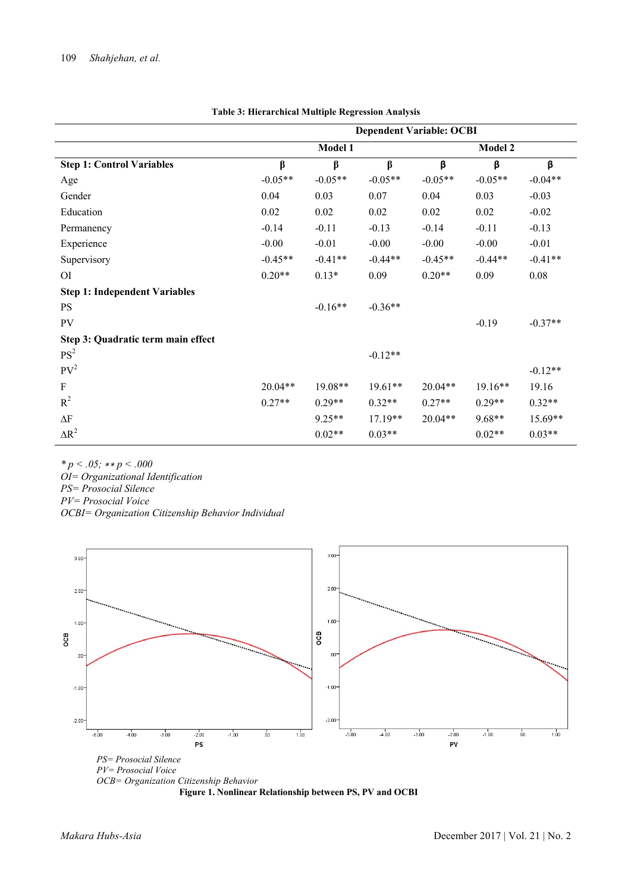**Table 3: Hierarchical Multiple Regression Analysis**

| | Dependent Variable: OCBI | | | | | |
|---|---|---|---|---|---|---|
| | Model 1 | | | Model 2 | | |
| **Step 1: Control Variables** | **β** | **β** | **β** | **β** | **β** | **β** |
| Age | -0.05** | -0.05** | -0.05** | -0.05** | -0.05** | -0.04** |
| Gender | 0.04 | 0.03 | 0.07 | 0.04 | 0.03 | -0.03 |
| Education | 0.02 | 0.02 | 0.02 | 0.02 | 0.02 | -0.02 |
| Permanency | -0.14 | -0.11 | -0.13 | -0.14 | -0.11 | -0.13 |
| Experience | -0.00 | -0.01 | -0.00 | -0.00 | -0.00 | -0.01 |
| Supervisory | -0.45** | -0.41** | -0.44** | -0.45** | -0.44** | -0.41** |
| OI | 0.20** | 0.13* | 0.09 | 0.20** | 0.09 | 0.08 |
| **Step 1: Independent Variables** | | | | | | |
| PS | | -0.16** | -0.36** | | | |
| PV | | | | | -0.19 | -0.37** |
| **Step 3: Quadratic term main effect** | | | | | | |
| $PS^2$ | | | -0.12** | | | |
| $PV^2$ | | | | | | -0.12** |
| F | 20.04** | 19.08** | 19.61** | 20.04** | 19.16** | 19.16 |
| $R^2$ | 0.27** | 0.29** | 0.32** | 0.27** | 0.29** | 0.32** |
| ΔF | | 9.25** | 17.19** | 20.04** | 9.68** | 15.69** |
| $\Delta R^2$ | | 0.02** | 0.03** | | 0.02** | 0.03** |

*$* p < .05$; $** p < .000$*
*OI= Organizational Identification*
*PS= Prosocial Silence*
*PV= Prosocial Voice*
*OCBI= Organization Citizenship Behavior Individual*

*PS= Prosocial Silence*
*PV= Prosocial Voice*
*OCB= Organization Citizenship Behavior*

**Figure 1. Nonlinear Relationship between PS, PV and OCBI**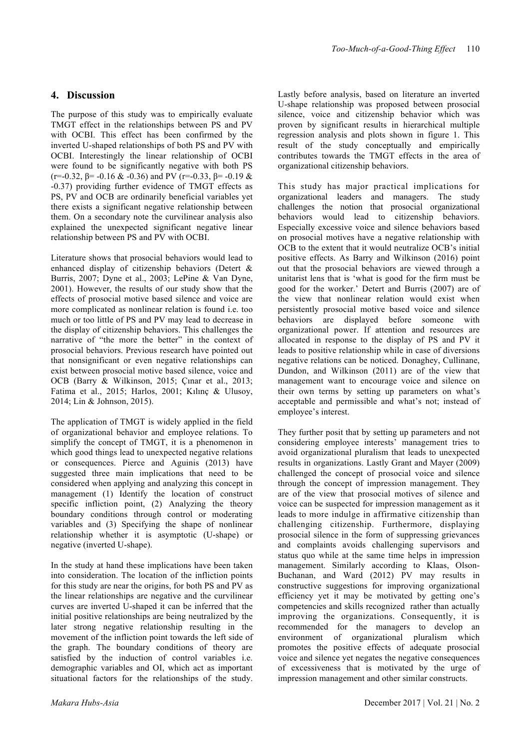## 4. Discussion

The purpose of this study was to empirically evaluate TMGT effect in the relationships between PS and PV with OCBI. This effect has been confirmed by the inverted U-shaped relationships of both PS and PV with OCBI. Interestingly the linear relationship of OCBI were found to be significantly negative with both PS ($r$=-0.32, $\beta$= -0.16 & -0.36) and PV ($r$=-0.33, $\beta$= -0.19 & -0.37) providing further evidence of TMGT effects as PS, PV and OCB are ordinarily beneficial variables yet there exists a significant negative relationship between them. On a secondary note the curvilinear analysis also explained the unexpected significant negative linear relationship between PS and PV with OCBI.

Literature shows that prosocial behaviors would lead to enhanced display of citizenship behaviors (Detert & Burris, 2007; Dyne et al., 2003; LePine & Van Dyne, 2001). However, the results of our study show that the effects of prosocial motive based silence and voice are more complicated as nonlinear relation is found i.e. too much or too little of PS and PV may lead to decrease in the display of citizenship behaviors. This challenges the narrative of "the more the better" in the context of prosocial behaviors. Previous research have pointed out that nonsignificant or even negative relationships can exist between prosocial motive based silence, voice and OCB (Barry & Wilkinson, 2015; Çınar et al., 2013; Fatima et al., 2015; Harlos, 2001; Kılınç & Ulusoy, 2014; Lin & Johnson, 2015).

The application of TMGT is widely applied in the field of organizational behavior and employee relations. To simplify the concept of TMGT, it is a phenomenon in which good things lead to unexpected negative relations or consequences. Pierce and Aguinis (2013) have suggested three main implications that need to be considered when applying and analyzing this concept in management (1) Identify the location of construct specific infliction point, (2) Analyzing the theory boundary conditions through control or moderating variables and (3) Specifying the shape of nonlinear relationship whether it is asymptotic (U-shape) or negative (inverted U-shape).

In the study at hand these implications have been taken into consideration. The location of the infliction points for this study are near the origins, for both PS and PV as the linear relationships are negative and the curvilinear curves are inverted U-shaped it can be inferred that the initial positive relationships are being neutralized by the later strong negative relationship resulting in the movement of the infliction point towards the left side of the graph. The boundary conditions of theory are satisfied by the induction of control variables i.e. demographic variables and OI, which act as important situational factors for the relationships of the study. Lastly before analysis, based on literature an inverted U-shape relationship was proposed between prosocial silence, voice and citizenship behavior which was proven by significant results in hierarchical multiple regression analysis and plots shown in figure 1. This result of the study conceptually and empirically contributes towards the TMGT effects in the area of organizational citizenship behaviors.

This study has major practical implications for organizational leaders and managers. The study challenges the notion that prosocial organizational behaviors would lead to citizenship behaviors. Especially excessive voice and silence behaviors based on prosocial motives have a negative relationship with OCB to the extent that it would neutralize OCB's initial positive effects. As Barry and Wilkinson (2016) point out that the prosocial behaviors are viewed through a unitarist lens that is 'what is good for the firm must be good for the worker.' Detert and Burris (2007) are of the view that nonlinear relation would exist when persistently prosocial motive based voice and silence behaviors are displayed before someone with organizational power. If attention and resources are allocated in response to the display of PS and PV it leads to positive relationship while in case of diversions negative relations can be noticed. Donaghey, Cullinane, Dundon, and Wilkinson (2011) are of the view that management want to encourage voice and silence on their own terms by setting up parameters on what's acceptable and permissible and what's not; instead of employee's interest.

They further posit that by setting up parameters and not considering employee interests' management tries to avoid organizational pluralism that leads to unexpected results in organizations. Lastly Grant and Mayer (2009) challenged the concept of prosocial voice and silence through the concept of impression management. They are of the view that prosocial motives of silence and voice can be suspected for impression management as it leads to more indulge in affirmative citizenship than challenging citizenship. Furthermore, displaying prosocial silence in the form of suppressing grievances and complaints avoids challenging supervisors and status quo while at the same time helps in impression management. Similarly according to Klaas, Olson-Buchanan, and Ward (2012) PV may results in constructive suggestions for improving organizational efficiency yet it may be motivated by getting one's competencies and skills recognized rather than actually improving the organizations. Consequently, it is recommended for the managers to develop an environment of organizational pluralism which promotes the positive effects of adequate prosocial voice and silence yet negates the negative consequences of excessiveness that is motivated by the urge of impression management and other similar constructs.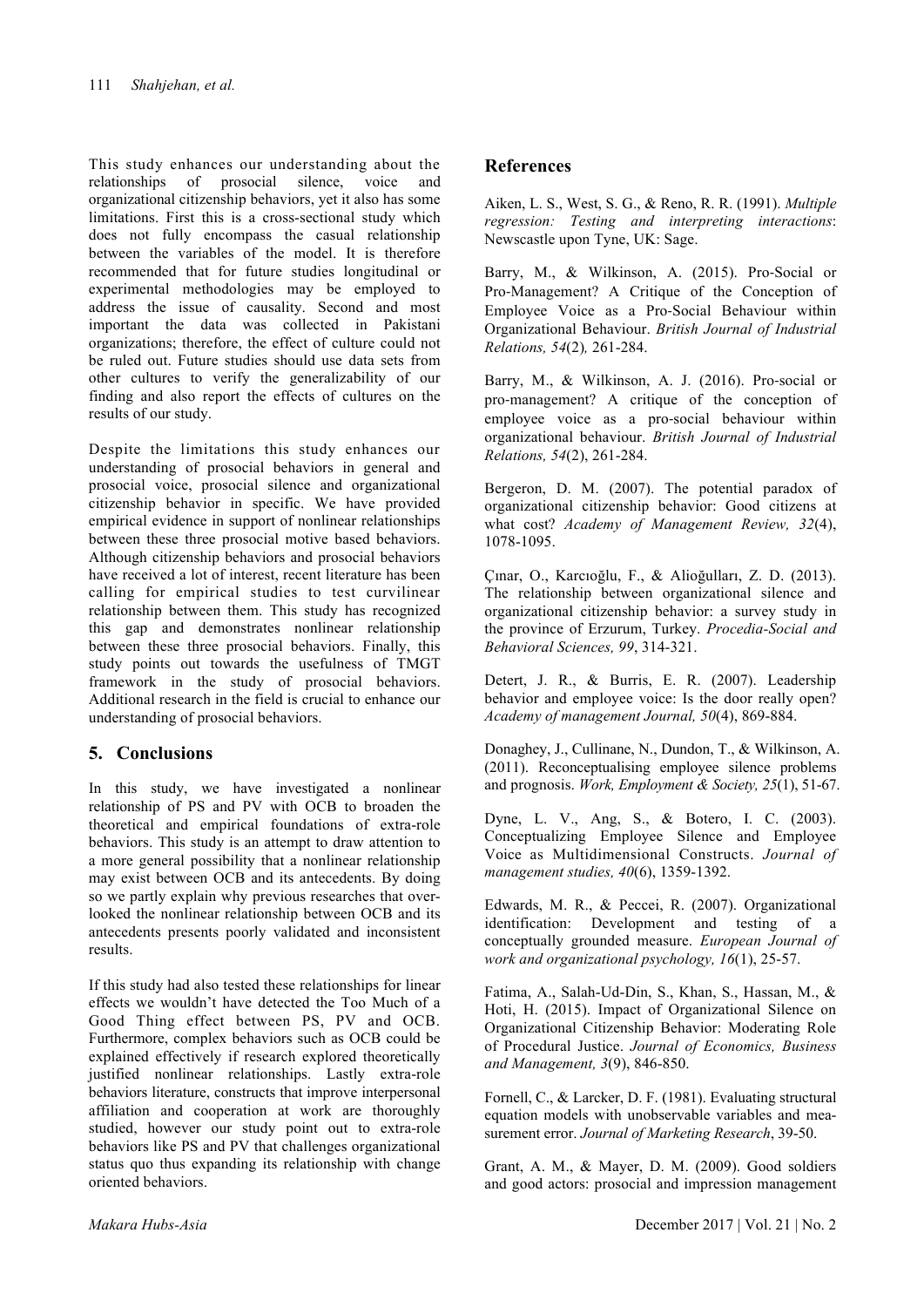This study enhances our understanding about the relationships of prosocial silence, voice and organizational citizenship behaviors, yet it also has some limitations. First this is a cross-sectional study which does not fully encompass the casual relationship between the variables of the model. It is therefore recommended that for future studies longitudinal or experimental methodologies may be employed to address the issue of causality. Second and most important the data was collected in Pakistani organizations; therefore, the effect of culture could not be ruled out. Future studies should use data sets from other cultures to verify the generalizability of our finding and also report the effects of cultures on the results of our study.

Despite the limitations this study enhances our understanding of prosocial behaviors in general and prosocial voice, prosocial silence and organizational citizenship behavior in specific. We have provided empirical evidence in support of nonlinear relationships between these three prosocial motive based behaviors. Although citizenship behaviors and prosocial behaviors have received a lot of interest, recent literature has been calling for empirical studies to test curvilinear relationship between them. This study has recognized this gap and demonstrates nonlinear relationship between these three prosocial behaviors. Finally, this study points out towards the usefulness of TMGT framework in the study of prosocial behaviors. Additional research in the field is crucial to enhance our understanding of prosocial behaviors.

## 5. Conclusions

In this study, we have investigated a nonlinear relationship of PS and PV with OCB to broaden the theoretical and empirical foundations of extra-role behaviors. This study is an attempt to draw attention to a more general possibility that a nonlinear relationship may exist between OCB and its antecedents. By doing so we partly explain why previous researches that over-looked the nonlinear relationship between OCB and its antecedents presents poorly validated and inconsistent results.

If this study had also tested these relationships for linear effects we wouldn't have detected the Too Much of a Good Thing effect between PS, PV and OCB. Furthermore, complex behaviors such as OCB could be explained effectively if research explored theoretically justified nonlinear relationships. Lastly extra-role behaviors literature, constructs that improve interpersonal affiliation and cooperation at work are thoroughly studied, however our study point out to extra-role behaviors like PS and PV that challenges organizational status quo thus expanding its relationship with change oriented behaviors.

## References

Aiken, L. S., West, S. G., & Reno, R. R. (1991). *Multiple regression: Testing and interpreting interactions*: Newscastle upon Tyne, UK: Sage.

Barry, M., & Wilkinson, A. (2015). Pro-Social or Pro-Management? A Critique of the Conception of Employee Voice as a Pro-Social Behaviour within Organizational Behaviour. *British Journal of Industrial Relations, 54*(2), 261-284.

Barry, M., & Wilkinson, A. J. (2016). Pro-social or pro-management? A critique of the conception of employee voice as a pro-social behaviour within organizational behaviour. *British Journal of Industrial Relations, 54*(2), 261-284.

Bergeron, D. M. (2007). The potential paradox of organizational citizenship behavior: Good citizens at what cost? *Academy of Management Review, 32*(4), 1078-1095.

Çınar, O., Karcıoğlu, F., & Alioğulları, Z. D. (2013). The relationship between organizational silence and organizational citizenship behavior: a survey study in the province of Erzurum, Turkey. *Procedia-Social and Behavioral Sciences, 99*, 314-321.

Detert, J. R., & Burris, E. R. (2007). Leadership behavior and employee voice: Is the door really open? *Academy of management Journal, 50*(4), 869-884.

Donaghey, J., Cullinane, N., Dundon, T., & Wilkinson, A. (2011). Reconceptualising employee silence problems and prognosis. *Work, Employment & Society, 25*(1), 51-67.

Dyne, L. V., Ang, S., & Botero, I. C. (2003). Conceptualizing Employee Silence and Employee Voice as Multidimensional Constructs. *Journal of management studies, 40*(6), 1359-1392.

Edwards, M. R., & Peccei, R. (2007). Organizational identification: Development and testing of a conceptually grounded measure. *European Journal of work and organizational psychology, 16*(1), 25-57.

Fatima, A., Salah-Ud-Din, S., Khan, S., Hassan, M., & Hoti, H. (2015). Impact of Organizational Silence on Organizational Citizenship Behavior: Moderating Role of Procedural Justice. *Journal of Economics, Business and Management, 3*(9), 846-850.

Fornell, C., & Larcker, D. F. (1981). Evaluating structural equation models with unobservable variables and measurement error. *Journal of Marketing Research*, 39-50.

Grant, A. M., & Mayer, D. M. (2009). Good soldiers and good actors: prosocial and impression management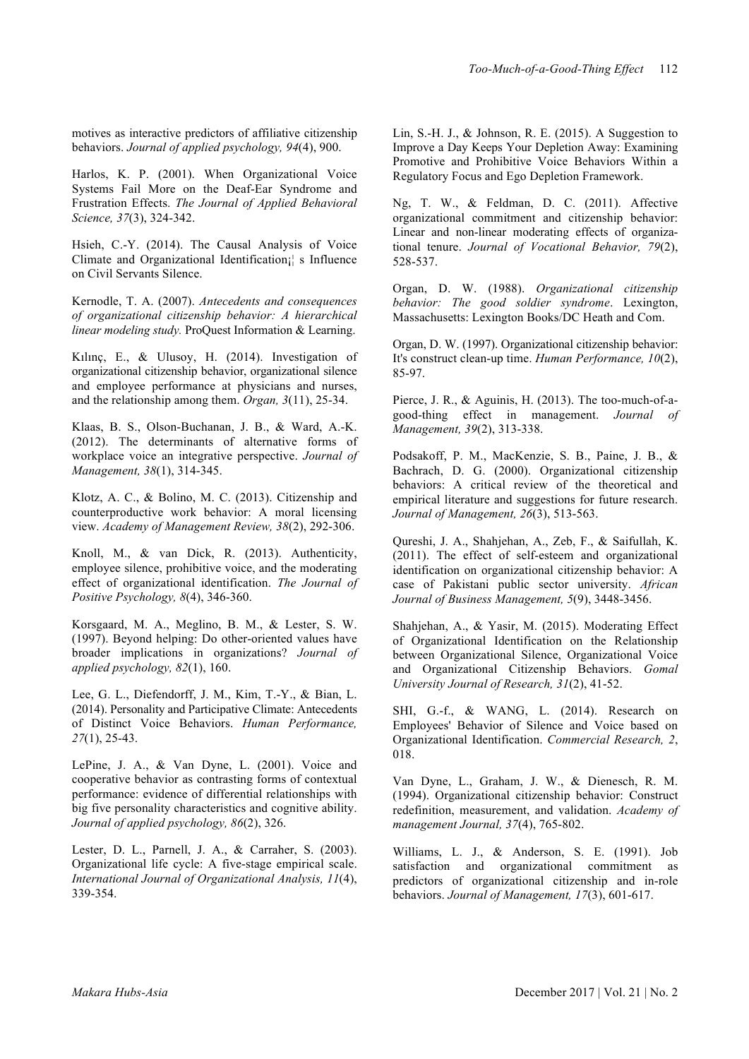motives as interactive predictors of affiliative citizenship behaviors. *Journal of applied psychology, 94*(4), 900.

Harlos, K. P. (2001). When Organizational Voice Systems Fail More on the Deaf-Ear Syndrome and Frustration Effects. *The Journal of Applied Behavioral Science, 37*(3), 324-342.

Hsieh, C.-Y. (2014). The Causal Analysis of Voice Climate and Organizational Identification¡¦ s Influence on Civil Servants Silence.

Kernodle, T. A. (2007). *Antecedents and consequences of organizational citizenship behavior: A hierarchical linear modeling study.* ProQuest Information & Learning.

Kılınç, E., & Ulusoy, H. (2014). Investigation of organizational citizenship behavior, organizational silence and employee performance at physicians and nurses, and the relationship among them. *Organ, 3*(11), 25-34.

Klaas, B. S., Olson-Buchanan, J. B., & Ward, A.-K. (2012). The determinants of alternative forms of workplace voice an integrative perspective. *Journal of Management, 38*(1), 314-345.

Klotz, A. C., & Bolino, M. C. (2013). Citizenship and counterproductive work behavior: A moral licensing view. *Academy of Management Review, 38*(2), 292-306.

Knoll, M., & van Dick, R. (2013). Authenticity, employee silence, prohibitive voice, and the moderating effect of organizational identification. *The Journal of Positive Psychology, 8*(4), 346-360.

Korsgaard, M. A., Meglino, B. M., & Lester, S. W. (1997). Beyond helping: Do other-oriented values have broader implications in organizations? *Journal of applied psychology, 82*(1), 160.

Lee, G. L., Diefendorff, J. M., Kim, T.-Y., & Bian, L. (2014). Personality and Participative Climate: Antecedents of Distinct Voice Behaviors. *Human Performance, 27*(1), 25-43.

LePine, J. A., & Van Dyne, L. (2001). Voice and cooperative behavior as contrasting forms of contextual performance: evidence of differential relationships with big five personality characteristics and cognitive ability. *Journal of applied psychology, 86*(2), 326.

Lester, D. L., Parnell, J. A., & Carraher, S. (2003). Organizational life cycle: A five-stage empirical scale. *International Journal of Organizational Analysis, 11*(4), 339-354.

Lin, S.-H. J., & Johnson, R. E. (2015). A Suggestion to Improve a Day Keeps Your Depletion Away: Examining Promotive and Prohibitive Voice Behaviors Within a Regulatory Focus and Ego Depletion Framework.

Ng, T. W., & Feldman, D. C. (2011). Affective organizational commitment and citizenship behavior: Linear and non-linear moderating effects of organizational tenure. *Journal of Vocational Behavior, 79*(2), 528-537.

Organ, D. W. (1988). *Organizational citizenship behavior: The good soldier syndrome*. Lexington, Massachusetts: Lexington Books/DC Heath and Com.

Organ, D. W. (1997). Organizational citizenship behavior: It's construct clean-up time. *Human Performance, 10*(2), 85-97.

Pierce, J. R., & Aguinis, H. (2013). The too-much-of-a-good-thing effect in management. *Journal of Management, 39*(2), 313-338.

Podsakoff, P. M., MacKenzie, S. B., Paine, J. B., & Bachrach, D. G. (2000). Organizational citizenship behaviors: A critical review of the theoretical and empirical literature and suggestions for future research. *Journal of Management, 26*(3), 513-563.

Qureshi, J. A., Shahjehan, A., Zeb, F., & Saifullah, K. (2011). The effect of self-esteem and organizational identification on organizational citizenship behavior: A case of Pakistani public sector university. *African Journal of Business Management, 5*(9), 3448-3456.

Shahjehan, A., & Yasir, M. (2015). Moderating Effect of Organizational Identification on the Relationship between Organizational Silence, Organizational Voice and Organizational Citizenship Behaviors. *Gomal University Journal of Research, 31*(2), 41-52.

SHI, G.-f., & WANG, L. (2014). Research on Employees' Behavior of Silence and Voice based on Organizational Identification. *Commercial Research, 2*, 018.

Van Dyne, L., Graham, J. W., & Dienesch, R. M. (1994). Organizational citizenship behavior: Construct redefinition, measurement, and validation. *Academy of management Journal, 37*(4), 765-802.

Williams, L. J., & Anderson, S. E. (1991). Job satisfaction and organizational commitment as predictors of organizational citizenship and in-role behaviors. *Journal of Management, 17*(3), 601-617.